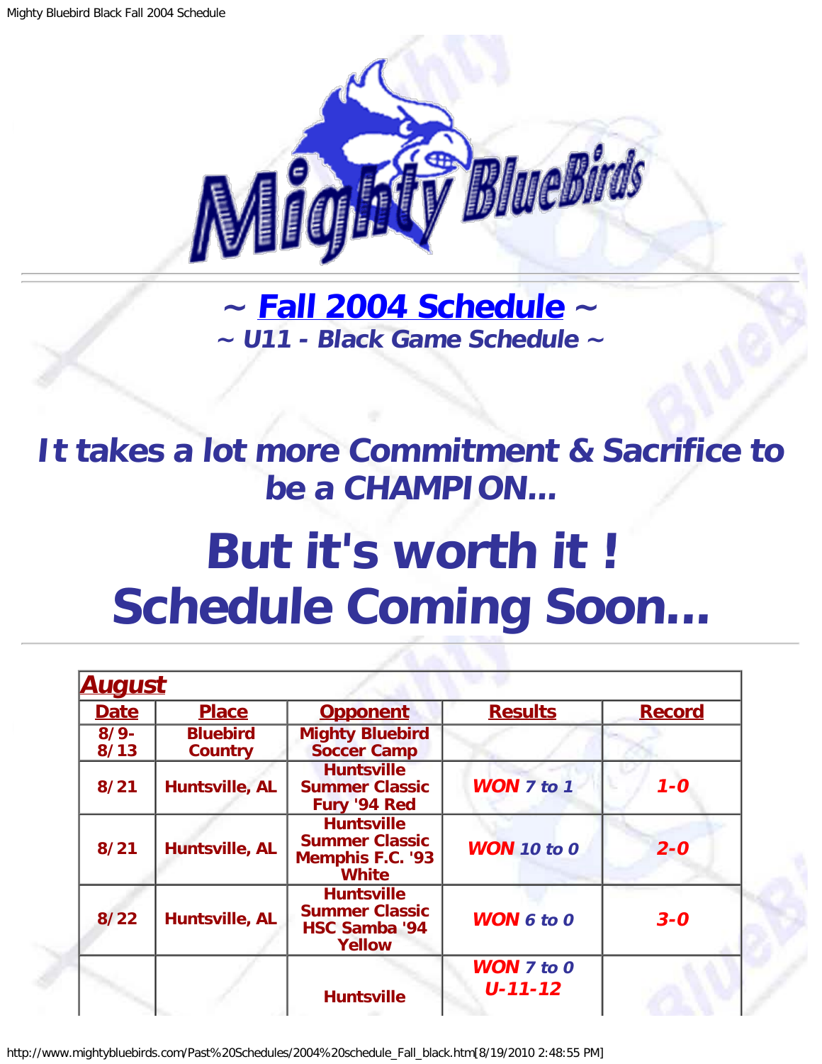## ~ [Fall 2004 Schedule](#) ~

### ~ U11 - Black Game Schedule ~

## *It takes a lot more Commitment & Sacrifice to be a CHAMPION...*

# But it's worth it ! Schedule Coming Soon...

| **August** | | | | |
|---|---|---|---|---|
| **Date** | **Place** | **Opponent** | **Results** | **Record** |
| 8/9-8/13 | Bluebird Country | Mighty Bluebird Soccer Camp | | |
| 8/21 | Huntsville, AL | Huntsville Summer Classic Fury '94 Red | ***WON** 7 to 1* | *1-0* |
| 8/21 | Huntsville, AL | Huntsville Summer Classic Memphis F.C. '93 White | ***WON** 10 to 0* | *2-0* |
| 8/22 | Huntsville, AL | Huntsville Summer Classic HSC Samba '94 Yellow | ***WON** 6 to 0* | *3-0* |
| | | Huntsville | ***WON** 7 to 0 U-11-12* | |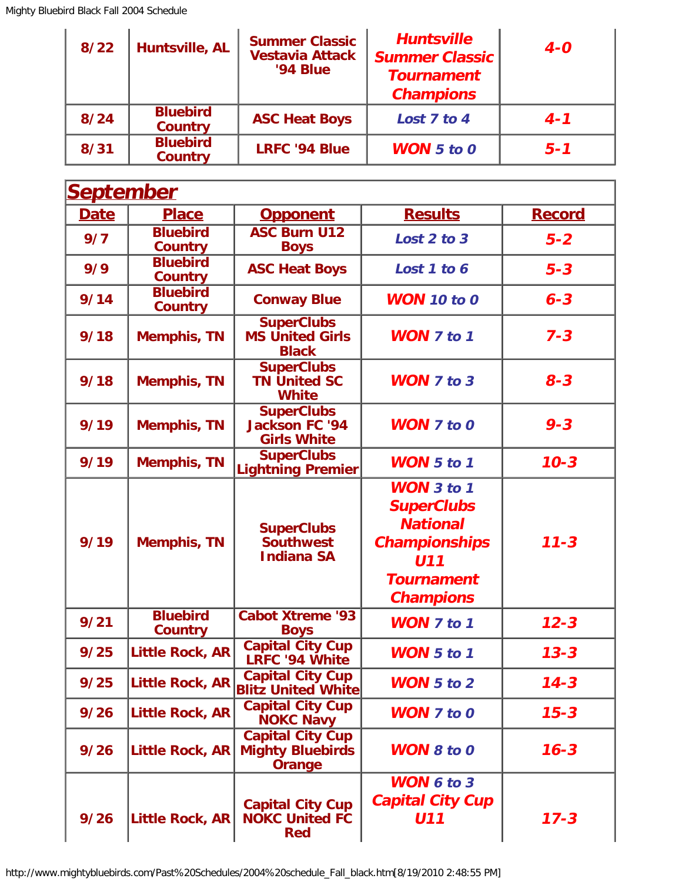| | | | | |
|---|---|---|---|---|
| 8/22 | Huntsville, AL | Summer Classic Vestavia Attack '94 Blue | ***Huntsville Summer Classic Tournament Champions*** | ***4-0*** |
| 8/24 | Bluebird Country | ASC Heat Boys | *Lost 7 to 4* | ***4-1*** |
| 8/31 | Bluebird Country | LRFC '94 Blue | ***WON*** *5 to 0* | ***5-1*** |

## September

| Date | Place | Opponent | Results | Record |
|---|---|---|---|---|
| 9/7 | Bluebird Country | ASC Burn U12 Boys | *Lost 2 to 3* | ***5-2*** |
| 9/9 | Bluebird Country | ASC Heat Boys | *Lost 1 to 6* | ***5-3*** |
| 9/14 | Bluebird Country | Conway Blue | ***WON*** *10 to 0* | ***6-3*** |
| 9/18 | Memphis, TN | SuperClubs MS United Girls Black | ***WON*** *7 to 1* | ***7-3*** |
| 9/18 | Memphis, TN | SuperClubs TN United SC White | ***WON*** *7 to 3* | ***8-3*** |
| 9/19 | Memphis, TN | SuperClubs Jackson FC '94 Girls White | ***WON*** *7 to 0* | ***9-3*** |
| 9/19 | Memphis, TN | SuperClubs Lightning Premier | ***WON*** *5 to 1* | ***10-3*** |
| 9/19 | Memphis, TN | SuperClubs Southwest Indiana SA | ***WON*** *3 to 1* ***SuperClubs National Championships U11 Tournament Champions*** | ***11-3*** |
| 9/21 | Bluebird Country | Cabot Xtreme '93 Boys | ***WON*** *7 to 1* | ***12-3*** |
| 9/25 | Little Rock, AR | Capital City Cup LRFC '94 White | ***WON*** *5 to 1* | ***13-3*** |
| 9/25 | Little Rock, AR | Capital City Cup Blitz United White | ***WON*** *5 to 2* | ***14-3*** |
| 9/26 | Little Rock, AR | Capital City Cup NOKC Navy | ***WON*** *7 to 0* | ***15-3*** |
| 9/26 | Little Rock, AR | Capital City Cup Mighty Bluebirds Orange | ***WON*** *8 to 0* | ***16-3*** |
| 9/26 | Little Rock, AR | Capital City Cup NOKC United FC Red | ***WON*** *6 to 3* ***Capital City Cup U11*** | ***17-3*** |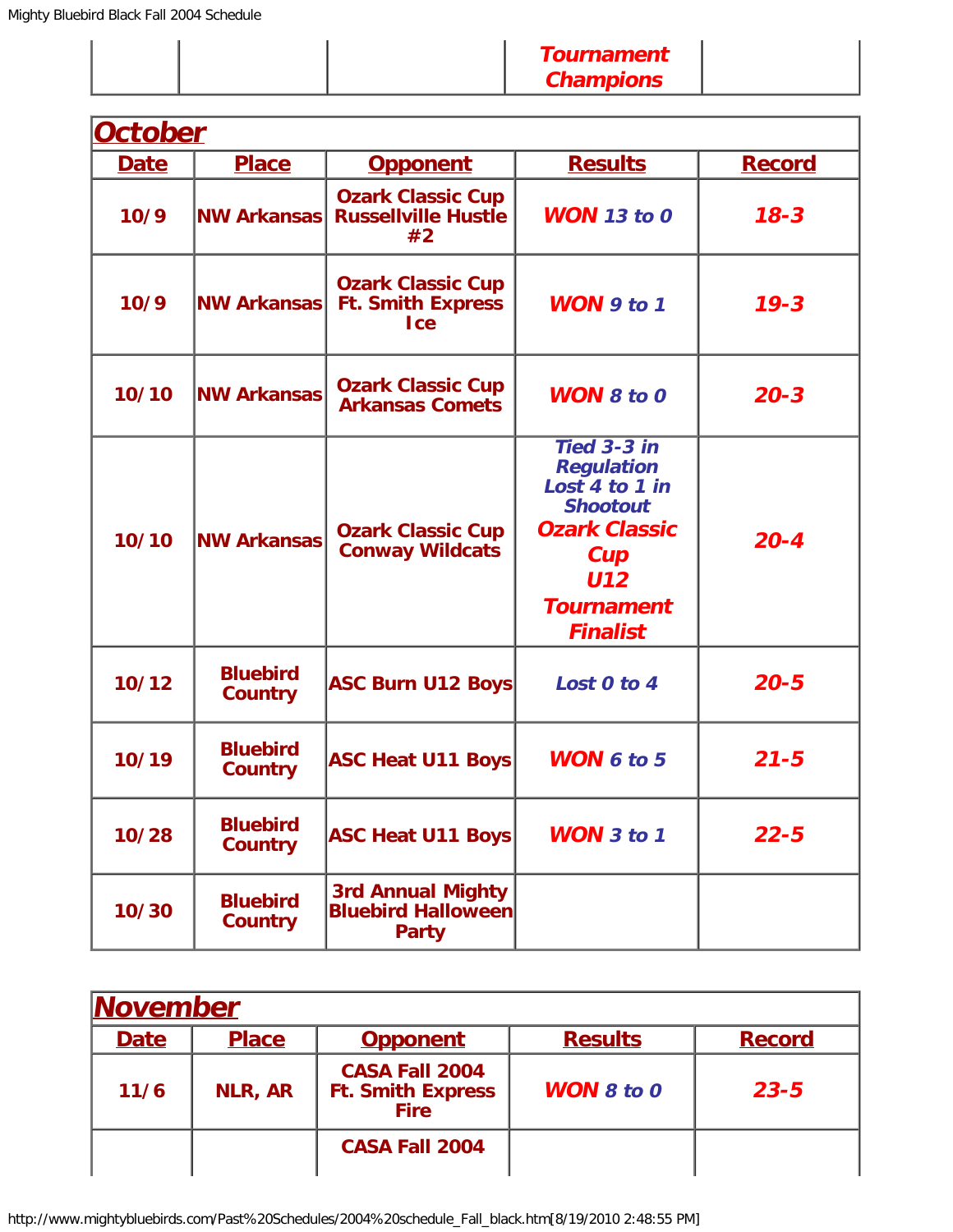| | | | Tournament Champions | |
|---|---|---|---|---|

## October

| Date | Place | Opponent | Results | Record |
|---|---|---|---|---|
| 10/9 | NW Arkansas | Ozark Classic Cup Russellville Hustle #2 | WON 13 to 0 | 18-3 |
| 10/9 | NW Arkansas | Ozark Classic Cup Ft. Smith Express Ice | WON 9 to 1 | 19-3 |
| 10/10 | NW Arkansas | Ozark Classic Cup Arkansas Comets | WON 8 to 0 | 20-3 |
| 10/10 | NW Arkansas | Ozark Classic Cup Conway Wildcats | Tied 3-3 in Regulation Lost 4 to 1 in Shootout Ozark Classic Cup U12 Tournament Finalist | 20-4 |
| 10/12 | Bluebird Country | ASC Burn U12 Boys | Lost 0 to 4 | 20-5 |
| 10/19 | Bluebird Country | ASC Heat U11 Boys | WON 6 to 5 | 21-5 |
| 10/28 | Bluebird Country | ASC Heat U11 Boys | WON 3 to 1 | 22-5 |
| 10/30 | Bluebird Country | 3rd Annual Mighty Bluebird Halloween Party | | |

## November

| Date | Place | Opponent | Results | Record |
|---|---|---|---|---|
| 11/6 | NLR, AR | CASA Fall 2004 Ft. Smith Express Fire | WON 8 to 0 | 23-5 |
| | | CASA Fall 2004 | | |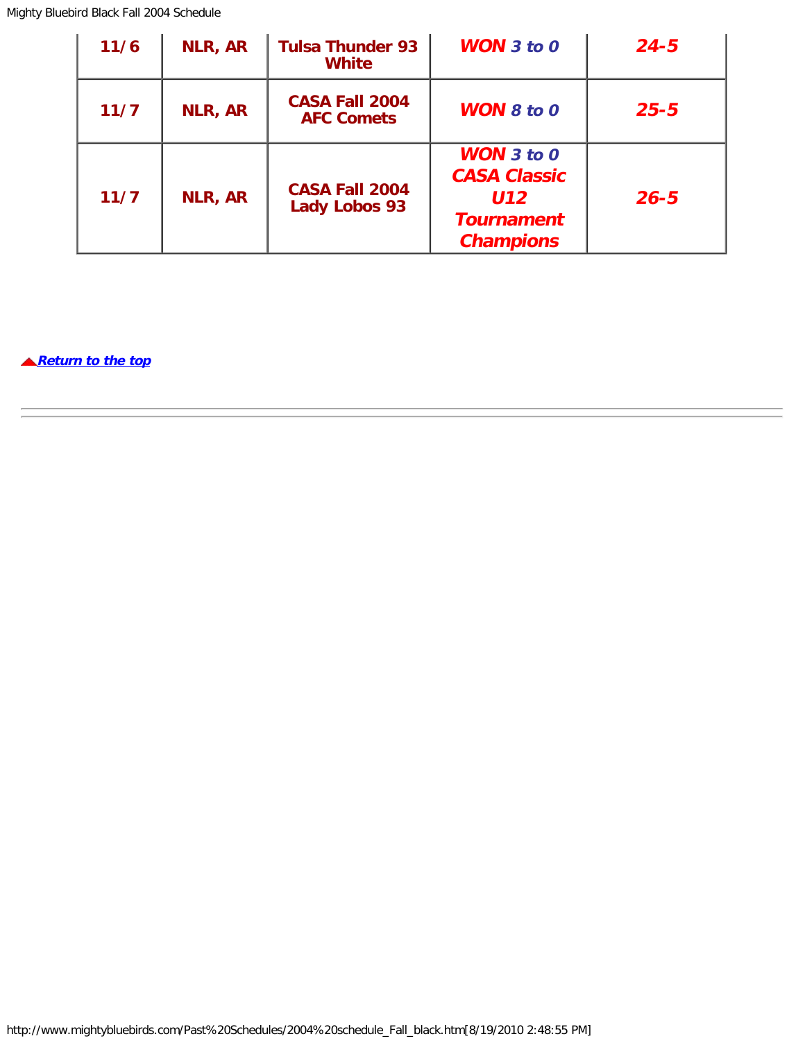| | | | | |
|---|---|---|---|---|
| 11/6 | NLR, AR | Tulsa Thunder 93 White | ***WON** 3 to 0* | ***24-5*** |
| 11/7 | NLR, AR | CASA Fall 2004 AFC Comets | ***WON** 8 to 0* | ***25-5*** |
| 11/7 | NLR, AR | CASA Fall 2004 Lady Lobos 93 | ***WON** 3 to 0 **CASA Classic U12 Tournament Champions*** | ***26-5*** |

***Return to the top***

---